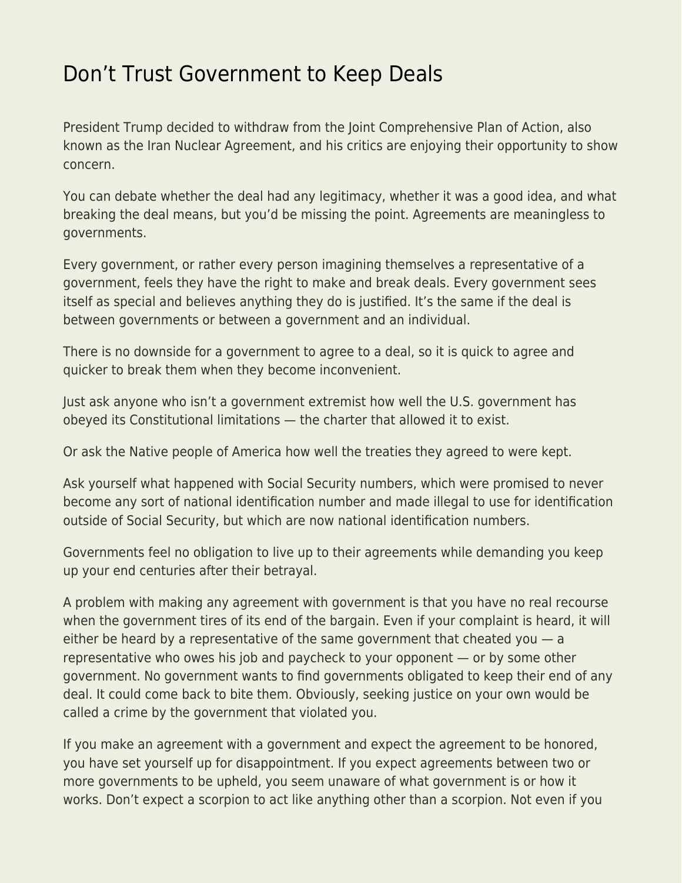# Don’t Trust Government to Keep Deals

President Trump decided to withdraw from the Joint Comprehensive Plan of Action, also known as the Iran Nuclear Agreement, and his critics are enjoying their opportunity to show concern.

You can debate whether the deal had any legitimacy, whether it was a good idea, and what breaking the deal means, but you’d be missing the point. Agreements are meaningless to governments.

Every government, or rather every person imagining themselves a representative of a government, feels they have the right to make and break deals. Every government sees itself as special and believes anything they do is justified. It’s the same if the deal is between governments or between a government and an individual.

There is no downside for a government to agree to a deal, so it is quick to agree and quicker to break them when they become inconvenient.

Just ask anyone who isn’t a government extremist how well the U.S. government has obeyed its Constitutional limitations — the charter that allowed it to exist.

Or ask the Native people of America how well the treaties they agreed to were kept.

Ask yourself what happened with Social Security numbers, which were promised to never become any sort of national identification number and made illegal to use for identification outside of Social Security, but which are now national identification numbers.

Governments feel no obligation to live up to their agreements while demanding you keep up your end centuries after their betrayal.

A problem with making any agreement with government is that you have no real recourse when the government tires of its end of the bargain. Even if your complaint is heard, it will either be heard by a representative of the same government that cheated you — a representative who owes his job and paycheck to your opponent — or by some other government. No government wants to find governments obligated to keep their end of any deal. It could come back to bite them. Obviously, seeking justice on your own would be called a crime by the government that violated you.

If you make an agreement with a government and expect the agreement to be honored, you have set yourself up for disappointment. If you expect agreements between two or more governments to be upheld, you seem unaware of what government is or how it works. Don’t expect a scorpion to act like anything other than a scorpion. Not even if you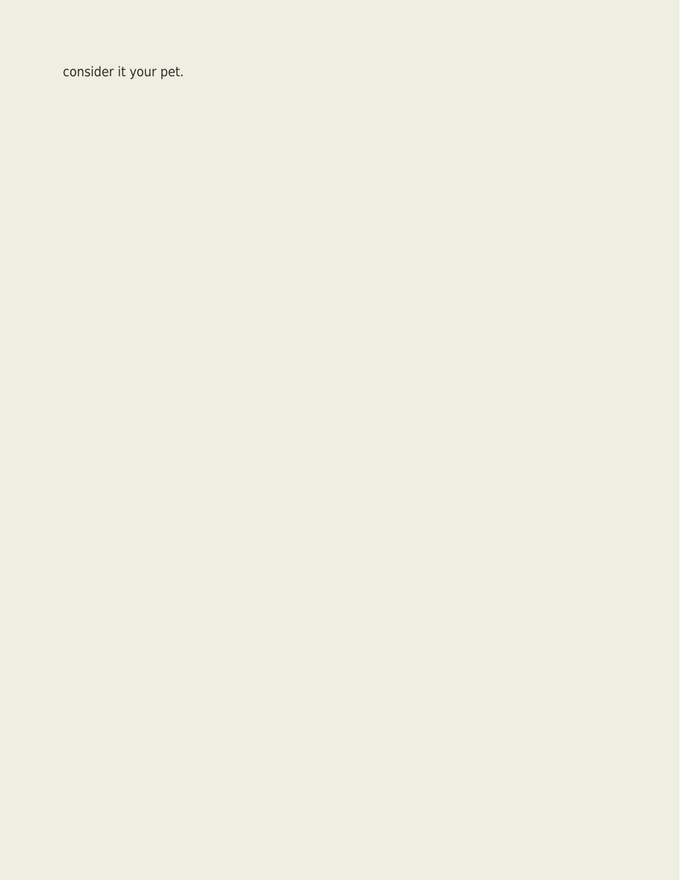consider it your pet.